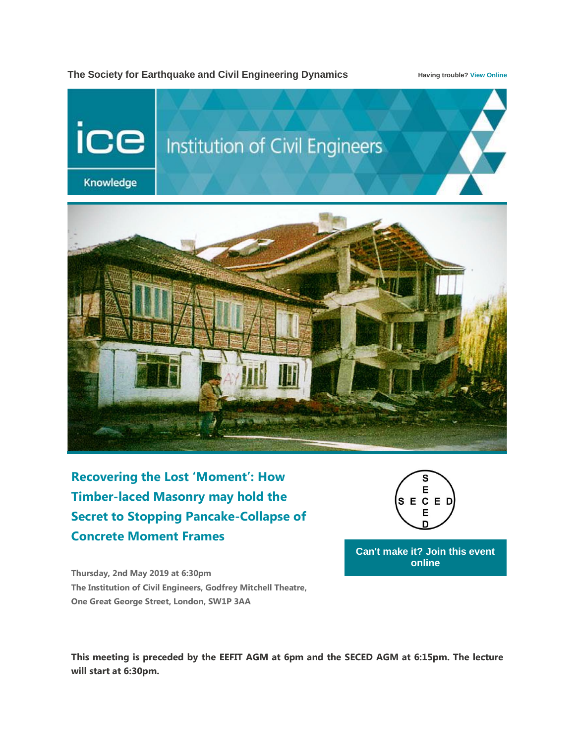The Society for Earthquake and Civil Engineering Dynamics

Having trouble? View Online

ice Institution of Civil Engineers

Knowledge

# Recovering the Lost 'Moment': How Timber-laced Masonry may hold the Secret to Stopping Pancake-Collapse of Concrete Moment Frames

**Thursday, 2nd May 2019 at 6:30pm**
**The Institution of Civil Engineers, Godfrey Mitchell Theatre, One Great George Street, London, SW1P 3AA**

Can't make it? Join this event online

**This meeting is preceded by the EEFIT AGM at 6pm and the SECED AGM at 6:15pm. The lecture will start at 6:30pm.**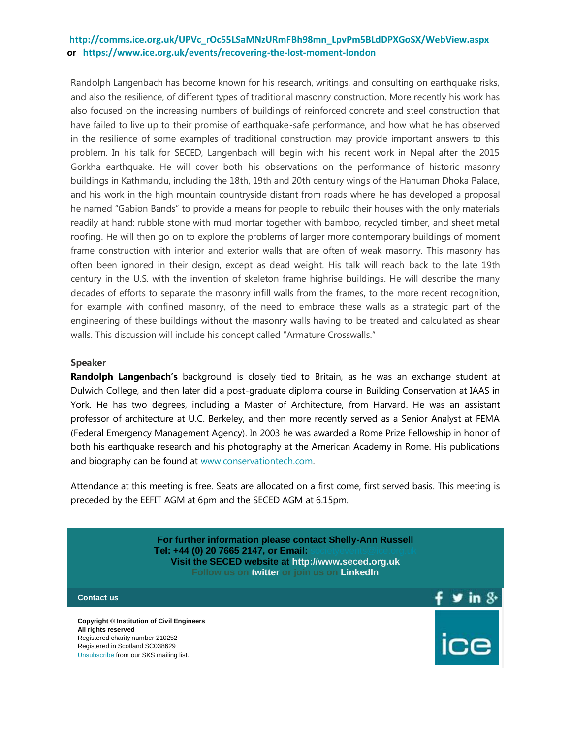**http://comms.ice.org.uk/UPVc_rOc55LSaMNzURmFBh98mn_LpvPm5BLdDPXGoSX/WebView.aspx**
**or https://www.ice.org.uk/events/recovering-the-lost-moment-london**

Randolph Langenbach has become known for his research, writings, and consulting on earthquake risks, and also the resilience, of different types of traditional masonry construction. More recently his work has also focused on the increasing numbers of buildings of reinforced concrete and steel construction that have failed to live up to their promise of earthquake-safe performance, and how what he has observed in the resilience of some examples of traditional construction may provide important answers to this problem. In his talk for SECED, Langenbach will begin with his recent work in Nepal after the 2015 Gorkha earthquake. He will cover both his observations on the performance of historic masonry buildings in Kathmandu, including the 18th, 19th and 20th century wings of the Hanuman Dhoka Palace, and his work in the high mountain countryside distant from roads where he has developed a proposal he named "Gabion Bands" to provide a means for people to rebuild their houses with the only materials readily at hand: rubble stone with mud mortar together with bamboo, recycled timber, and sheet metal roofing. He will then go on to explore the problems of larger more contemporary buildings of moment frame construction with interior and exterior walls that are often of weak masonry. This masonry has often been ignored in their design, except as dead weight. His talk will reach back to the late 19th century in the U.S. with the invention of skeleton frame highrise buildings. He will describe the many decades of efforts to separate the masonry infill walls from the frames, to the more recent recognition, for example with confined masonry, of the need to embrace these walls as a strategic part of the engineering of these buildings without the masonry walls having to be treated and calculated as shear walls. This discussion will include his concept called "Armature Crosswalls."

**Speaker**

**Randolph Langenbach's** background is closely tied to Britain, as he was an exchange student at Dulwich College, and then later did a post-graduate diploma course in Building Conservation at IAAS in York. He has two degrees, including a Master of Architecture, from Harvard. He was an assistant professor of architecture at U.C. Berkeley, and then more recently served as a Senior Analyst at FEMA (Federal Emergency Management Agency). In 2003 he was awarded a Rome Prize Fellowship in honor of both his earthquake research and his photography at the American Academy in Rome. His publications and biography can be found at www.conservationtech.com.

Attendance at this meeting is free. Seats are allocated on a first come, first served basis. This meeting is preceded by the EEFIT AGM at 6pm and the SECED AGM at 6.15pm.

**For further information please contact Shelly-Ann Russell**
**Tel: +44 (0) 20 7665 2147, or Email:** societyevents@ice.org.uk
**Visit the SECED website at http://www.seced.org.uk**
**Follow us on twitter or join us on LinkedIn**

**Contact us**

**Copyright © Institution of Civil Engineers**
**All rights reserved**
Registered charity number 210252
Registered in Scotland SC038629
Unsubscribe from our SKS mailing list.